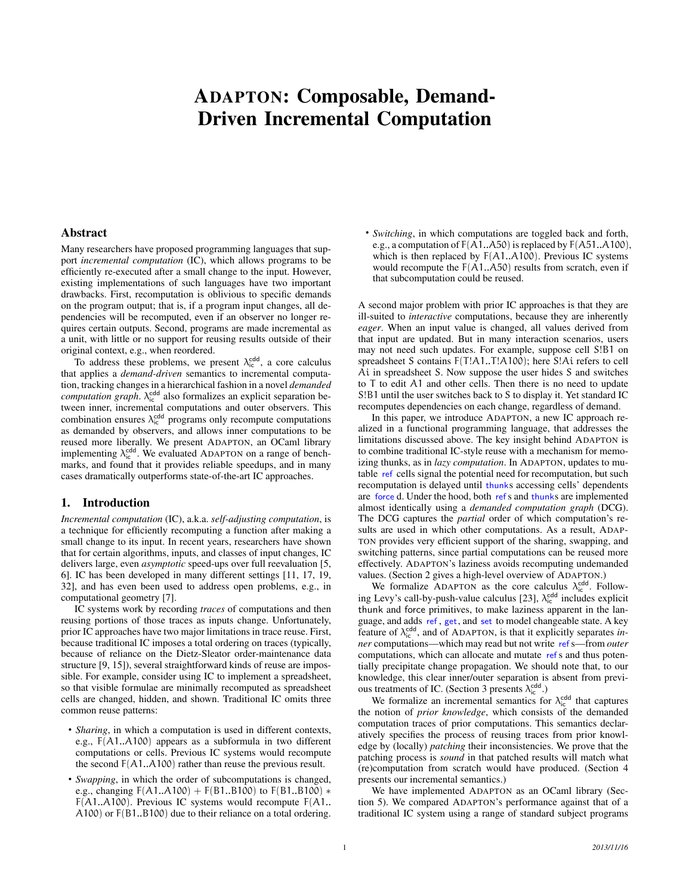# ADAPTON: Composable, Demand-Driven Incremental Computation

## Abstract

Many researchers have proposed programming languages that support *incremental computation* (IC), which allows programs to be efficiently re-executed after a small change to the input. However, existing implementations of such languages have two important drawbacks. First, recomputation is oblivious to specific demands on the program output; that is, if a program input changes, all dependencies will be recomputed, even if an observer no longer requires certain outputs. Second, programs are made incremental as a unit, with little or no support for reusing results outside of their original context, e.g., when reordered.

To address these problems, we present $\lambda_{ic}^{cdd}$, a core calculus that applies a *demand-driven* semantics to incremental computation, tracking changes in a hierarchical fashion in a novel *demanded computation graph*. $\lambda_{ic}^{cdd}$ also formalizes an explicit separation between inner, incremental computations and outer observers. This combination ensures $\lambda_{ic}^{cdd}$ programs only recompute computations as demanded by observers, and allows inner computations to be reused more liberally. We present ADAPTON, an OCaml library implementing $\lambda_{ic}^{cdd}$. We evaluated ADAPTON on a range of benchmarks, and found that it provides reliable speedups, and in many cases dramatically outperforms state-of-the-art IC approaches.

## 1. Introduction

*Incremental computation* (IC), a.k.a. *self-adjusting computation*, is a technique for efficiently recomputing a function after making a small change to its input. In recent years, researchers have shown that for certain algorithms, inputs, and classes of input changes, IC delivers large, even *asymptotic* speed-ups over full reevaluation [5, 6]. IC has been developed in many different settings [11, 17, 19, 32], and has even been used to address open problems, e.g., in computational geometry [7].

IC systems work by recording *traces* of computations and then reusing portions of those traces as inputs change. Unfortunately, prior IC approaches have two major limitations in trace reuse. First, because traditional IC imposes a total ordering on traces (typically, because of reliance on the Dietz-Sleator order-maintenance data structure [9, 15]), several straightforward kinds of reuse are impossible. For example, consider using IC to implement a spreadsheet, so that visible formulae are minimally recomputed as spreadsheet cells are changed, hidden, and shown. Traditional IC omits three common reuse patterns:

- *Sharing*, in which a computation is used in different contexts, e.g., F(A1..A100) appears as a subformula in two different computations or cells. Previous IC systems would recompute the second F(A1..A100) rather than reuse the previous result.
- *Swapping*, in which the order of subcomputations is changed, e.g., changing F(A1..A100) + F(B1..B100) to F(B1..B100) ∗ F(A1..A100). Previous IC systems would recompute F(A1..A100) or F(B1..B100) due to their reliance on a total ordering.
- *Switching*, in which computations are toggled back and forth, e.g., a computation of F(A1..A50) is replaced by F(A51..A100), which is then replaced by F(A1..A100). Previous IC systems would recompute the F(A1..A50) results from scratch, even if that subcomputation could be reused.

A second major problem with prior IC approaches is that they are ill-suited to *interactive* computations, because they are inherently *eager*. When an input value is changed, all values derived from that input are updated. But in many interaction scenarios, users may not need such updates. For example, suppose cell S!B1 on spreadsheet S contains F(T!A1..T!A100); here S!Ai refers to cell Ai in spreadsheet S. Now suppose the user hides S and switches to T to edit A1 and other cells. Then there is no need to update S!B1 until the user switches back to S to display it. Yet standard IC recomputes dependencies on each change, regardless of demand.

In this paper, we introduce ADAPTON, a new IC approach realized in a functional programming language, that addresses the limitations discussed above. The key insight behind ADAPTON is to combine traditional IC-style reuse with a mechanism for memoizing thunks, as in *lazy computation*. In ADAPTON, updates to mutable `ref` cells signal the potential need for recomputation, but such recomputation is delayed until `thunk`s accessing cells' dependents are `force`d. Under the hood, both `ref`s and `thunk`s are implemented almost identically using a *demanded computation graph* (DCG). The DCG captures the *partial* order of which computation's results are used in which other computations. As a result, ADAPTON provides very efficient support of the sharing, swapping, and switching patterns, since partial computations can be reused more effectively. ADAPTON's laziness avoids recomputing undemanded values. (Section 2 gives a high-level overview of ADAPTON.)

We formalize ADAPTON as the core calculus $\lambda_{ic}^{cdd}$. Following Levy's call-by-push-value calculus [23], $\lambda_{ic}^{cdd}$ includes explicit thunk and force primitives, to make laziness apparent in the language, and adds `ref`, `get`, and `set` to model changeable state. A key feature of $\lambda_{ic}^{cdd}$, and of ADAPTON, is that it explicitly separates *inner* computations—which may read but not write `ref`s—from *outer* computations, which can allocate and mutate `ref`s and thus potentially precipitate change propagation. We should note that, to our knowledge, this clear inner/outer separation is absent from previous treatments of IC. (Section 3 presents $\lambda_{ic}^{cdd}$.)

We formalize an incremental semantics for $\lambda_{ic}^{cdd}$ that captures the notion of *prior knowledge*, which consists of the demanded computation traces of prior computations. This semantics declaratively specifies the process of reusing traces from prior knowledge by (locally) *patching* their inconsistencies. We prove that the patching process is *sound* in that patched results will match what (re)computation from scratch would have produced. (Section 4 presents our incremental semantics.)

We have implemented ADAPTON as an OCaml library (Section 5). We compared ADAPTON's performance against that of a traditional IC system using a range of standard subject programs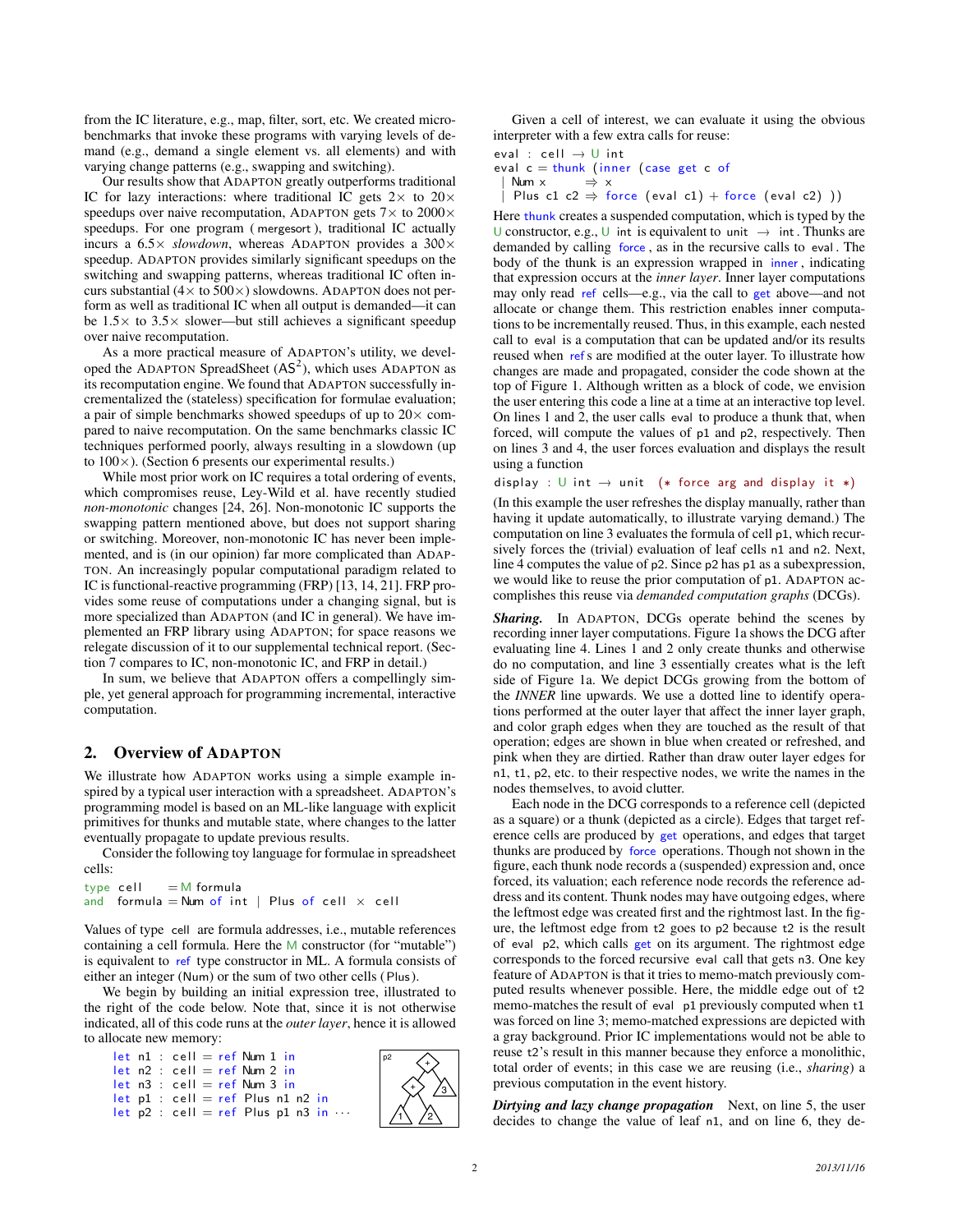from the IC literature, e.g., map, filter, sort, etc. We created micro-benchmarks that invoke these programs with varying levels of demand (e.g., demand a single element vs. all elements) and with varying change patterns (e.g., swapping and switching).

Our results show that ADAPTON greatly outperforms traditional IC for lazy interactions: where traditional IC gets 2× to 20× speedups over naive recomputation, ADAPTON gets 7× to 2000× speedups. For one program ( mergesort ), traditional IC actually incurs a 6.5× *slowdown*, whereas ADAPTON provides a 300× speedup. ADAPTON provides similarly significant speedups on the switching and swapping patterns, whereas traditional IC often incurs substantial (4× to 500×) slowdowns. ADAPTON does not perform as well as traditional IC when all output is demanded—it can be 1.5× to 3.5× slower—but still achieves a significant speedup over naive recomputation.

As a more practical measure of ADAPTON's utility, we developed the ADAPTON SpreadSheet ($AS^2$), which uses ADAPTON as its recomputation engine. We found that ADAPTON successfully incrementalized the (stateless) specification for formulae evaluation; a pair of simple benchmarks showed speedups of up to 20× compared to naive recomputation. On the same benchmarks classic IC techniques performed poorly, always resulting in a slowdown (up to 100×). (Section 6 presents our experimental results.)

While most prior work on IC requires a total ordering of events, which compromises reuse, Ley-Wild et al. have recently studied *non-monotonic* changes [24, 26]. Non-monotonic IC supports the swapping pattern mentioned above, but does not support sharing or switching. Moreover, non-monotonic IC has never been implemented, and is (in our opinion) far more complicated than ADAPTON. An increasingly popular computational paradigm related to IC is functional-reactive programming (FRP) [13, 14, 21]. FRP provides some reuse of computations under a changing signal, but is more specialized than ADAPTON (and IC in general). We have implemented an FRP library using ADAPTON; for space reasons we relegate discussion of it to our supplemental technical report. (Section 7 compares to IC, non-monotonic IC, and FRP in detail.)

In sum, we believe that ADAPTON offers a compellingly simple, yet general approach for programming incremental, interactive computation.

## 2. Overview of ADAPTON

We illustrate how ADAPTON works using a simple example inspired by a typical user interaction with a spreadsheet. ADAPTON's programming model is based on an ML-like language with explicit primitives for thunks and mutable state, where changes to the latter eventually propagate to update previous results.

Consider the following toy language for formulae in spreadsheet cells:

```
type cell    = M formula
and  formula = Num of int | Plus of cell × cell
```

Values of type cell are formula addresses, i.e., mutable references containing a cell formula. Here the M constructor (for "mutable") is equivalent to ref type constructor in ML. A formula consists of either an integer (Num) or the sum of two other cells ( Plus).

We begin by building an initial expression tree, illustrated to the right of the code below. Note that, since it is not otherwise indicated, all of this code runs at the *outer layer*, hence it is allowed to allocate new memory:

```
let n1 : cell = ref Num 1 in
let n2 : cell = ref Num 2 in
let n3 : cell = ref Num 3 in
let p1 : cell = ref Plus n1 n2 in
let p2 : cell = ref Plus p1 n3 in ···
```

p2
+
+
3
1
2

Given a cell of interest, we can evaluate it using the obvious interpreter with a few extra calls for reuse:

```
eval : cell → U int
eval c = thunk (inner (case get c of
  | Num x      ⇒ x
  | Plus c1 c2 ⇒ force (eval c1) + force (eval c2) ))
```

Here thunk creates a suspended computation, which is typed by the U constructor, e.g., U int is equivalent to unit → int . Thunks are demanded by calling force , as in the recursive calls to eval . The body of the thunk is an expression wrapped in inner , indicating that expression occurs at the *inner layer*. Inner layer computations may only read ref cells—e.g., via the call to get above—and not allocate or change them. This restriction enables inner computations to be incrementally reused. Thus, in this example, each nested call to eval is a computation that can be updated and/or its results reused when refs are modified at the outer layer. To illustrate how changes are made and propagated, consider the code shown at the top of Figure 1. Although written as a block of code, we envision the user entering this code a line at a time at an interactive top level. On lines 1 and 2, the user calls eval to produce a thunk that, when forced, will compute the values of p1 and p2, respectively. Then on lines 3 and 4, the user forces evaluation and displays the result using a function

```
display : U int → unit (* force arg and display it *)
```

(In this example the user refreshes the display manually, rather than having it update automatically, to illustrate varying demand.) The computation on line 3 evaluates the formula of cell p1, which recursively forces the (trivial) evaluation of leaf cells n1 and n2. Next, line 4 computes the value of p2. Since p2 has p1 as a subexpression, we would like to reuse the prior computation of p1. ADAPTON accomplishes this reuse via *demanded computation graphs* (DCGs).

***Sharing.*** In ADAPTON, DCGs operate behind the scenes by recording inner layer computations. Figure 1a shows the DCG after evaluating line 4. Lines 1 and 2 only create thunks and otherwise do no computation, and line 3 essentially creates what is the left side of Figure 1a. We depict DCGs growing from the bottom of the *INNER* line upwards. We use a dotted line to identify operations performed at the outer layer that affect the inner layer graph, and color graph edges when they are touched as the result of that operation; edges are shown in blue when created or refreshed, and pink when they are dirtied. Rather than draw outer layer edges for n1, t1, p2, etc. to their respective nodes, we write the names in the nodes themselves, to avoid clutter.

Each node in the DCG corresponds to a reference cell (depicted as a square) or a thunk (depicted as a circle). Edges that target reference cells are produced by get operations, and edges that target thunks are produced by force operations. Though not shown in the figure, each thunk node records a (suspended) expression and, once forced, its valuation; each reference node records the reference address and its content. Thunk nodes may have outgoing edges, where the leftmost edge was created first and the rightmost last. In the figure, the leftmost edge from t2 goes to p2 because t2 is the result of eval p2, which calls get on its argument. The rightmost edge corresponds to the forced recursive eval call that gets n3. One key feature of ADAPTON is that it tries to memo-match previously computed results whenever possible. Here, the middle edge out of t2 memo-matches the result of eval p1 previously computed when t1 was forced on line 3; memo-matched expressions are depicted with a gray background. Prior IC implementations would not be able to reuse t2's result in this manner because they enforce a monolithic, total order of events; in this case we are reusing (i.e., *sharing*) a previous computation in the event history.

***Dirtying and lazy change propagation*** Next, on line 5, the user decides to change the value of leaf n1, and on line 6, they de-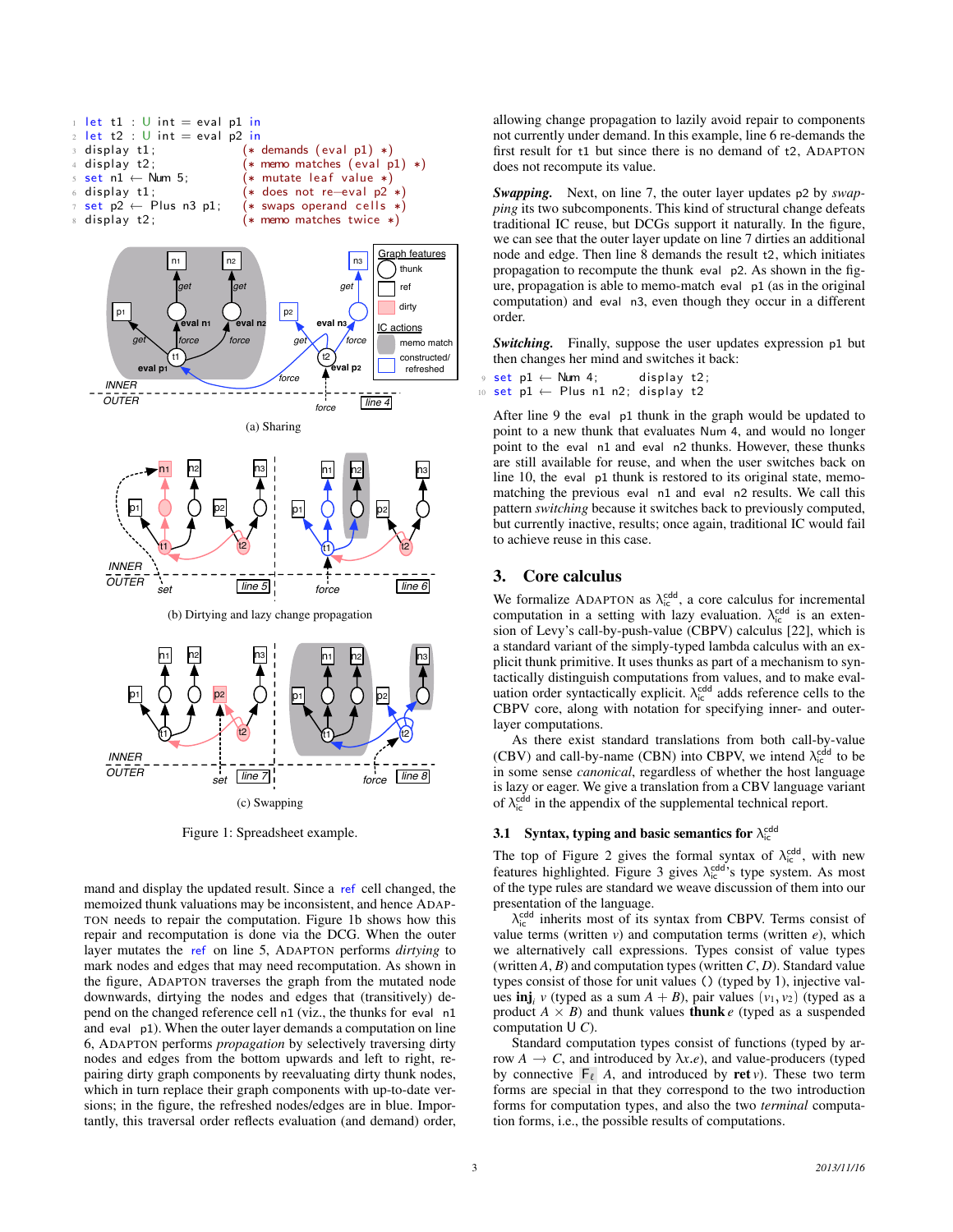```
1 let t1 : U int = eval p1 in
2 let t2 : U int = eval p2 in
3 display t1;                  (* demands (eval p1) *)
4 display t2;                  (* memo matches (eval p1) *)
5 set n1 ← Num 5;              (* mutate leaf value *)
6 display t1;                  (* does not re−eval p2 *)
7 set p2 ← Plus n3 p1;         (* swaps operand cells *)
8 display t2;                  (* memo matches twice *)
```

(a) Sharing

(b) Dirtying and lazy change propagation

(c) Swapping

Figure 1: Spreadsheet example.

mand and display the updated result. Since a `ref` cell changed, the memoized thunk valuations may be inconsistent, and hence ADAPTON needs to repair the computation. Figure 1b shows how this repair and recomputation is done via the DCG. When the outer layer mutates the `ref` on line 5, ADAPTON performs *dirtying* to mark nodes and edges that may need recomputation. As shown in the figure, ADAPTON traverses the graph from the mutated node downwards, dirtying the nodes and edges that (transitively) depend on the changed reference cell `n1` (viz., the thunks for `eval n1` and `eval p1`). When the outer layer demands a computation on line 6, ADAPTON performs *propagation* by selectively traversing dirty nodes and edges from the bottom upwards and left to right, repairing dirty graph components by reevaluating dirty thunk nodes, which in turn replace their graph components with up-to-date versions; in the figure, the refreshed nodes/edges are in blue. Importantly, this traversal order reflects evaluation (and demand) order, allowing change propagation to lazily avoid repair to components not currently under demand. In this example, line 6 re-demands the first result for `t1` but since there is no demand of `t2`, ADAPTON does not recompute its value.

***Swapping.*** Next, on line 7, the outer layer updates `p2` by *swapping* its two subcomponents. This kind of structural change defeats traditional IC reuse, but DCGs support it naturally. In the figure, we can see that the outer layer update on line 7 dirties an additional node and edge. Then line 8 demands the result `t2`, which initiates propagation to recompute the thunk `eval p2`. As shown in the figure, propagation is able to memo-match `eval p1` (as in the original computation) and `eval n3`, even though they occur in a different order.

***Switching.*** Finally, suppose the user updates expression `p1` but then changes her mind and switches it back:

```
9  set p1 ← Num 4;        display t2;
10 set p1 ← Plus n1 n2;  display t2
```

After line 9 the `eval p1` thunk in the graph would be updated to point to a new thunk that evaluates `Num 4`, and would no longer point to the `eval n1` and `eval n2` thunks. However, these thunks are still available for reuse, and when the user switches back on line 10, the `eval p1` thunk is restored to its original state, memo-matching the previous `eval n1` and `eval n2` results. We call this pattern *switching* because it switches back to previously computed, but currently inactive, results; once again, traditional IC would fail to achieve reuse in this case.

## 3. Core calculus

We formalize ADAPTON as $\lambda_{ic}^{cdd}$, a core calculus for incremental computation in a setting with lazy evaluation. $\lambda_{ic}^{cdd}$ is an extension of Levy's call-by-push-value (CBPV) calculus [22], which is a standard variant of the simply-typed lambda calculus with an explicit thunk primitive. It uses thunks as part of a mechanism to syntactically distinguish computations from values, and to make evaluation order syntactically explicit. $\lambda_{ic}^{cdd}$ adds reference cells to the CBPV core, along with notation for specifying inner- and outer-layer computations.

As there exist standard translations from both call-by-value (CBV) and call-by-name (CBN) into CBPV, we intend $\lambda_{ic}^{cdd}$ to be in some sense *canonical*, regardless of whether the host language is lazy or eager. We give a translation from a CBV language variant of $\lambda_{ic}^{cdd}$ in the appendix of the supplemental technical report.

### 3.1 Syntax, typing and basic semantics for $\lambda_{ic}^{cdd}$

The top of Figure 2 gives the formal syntax of $\lambda_{ic}^{cdd}$, with new features highlighted. Figure 3 gives $\lambda_{ic}^{cdd}$'s type system. As most of the type rules are standard we weave discussion of them into our presentation of the language.

$\lambda_{ic}^{cdd}$ inherits most of its syntax from CBPV. Terms consist of value terms (written $v$) and computation terms (written $e$), which we alternatively call expressions. Types consist of value types (written $A, B$) and computation types (written $C, D$). Standard value types consist of those for unit values $()$ (typed by $1$), injective values $\mathbf{inj}_i\ v$ (typed as a sum $A + B$), pair values $(v_1, v_2)$ (typed as a product $A \times B$) and thunk values $\mathbf{thunk}\ e$ (typed as a suspended computation $\mathsf{U}\ C$).

Standard computation types consist of functions (typed by arrow $A \rightarrow C$, and introduced by $\lambda x.e$), and value-producers (typed by connective $\mathsf{F}_\ell\ A$, and introduced by $\mathbf{ret}\ v$). These two term forms are special in that they correspond to the two introduction forms for computation types, and also the two *terminal* computation forms, i.e., the possible results of computations.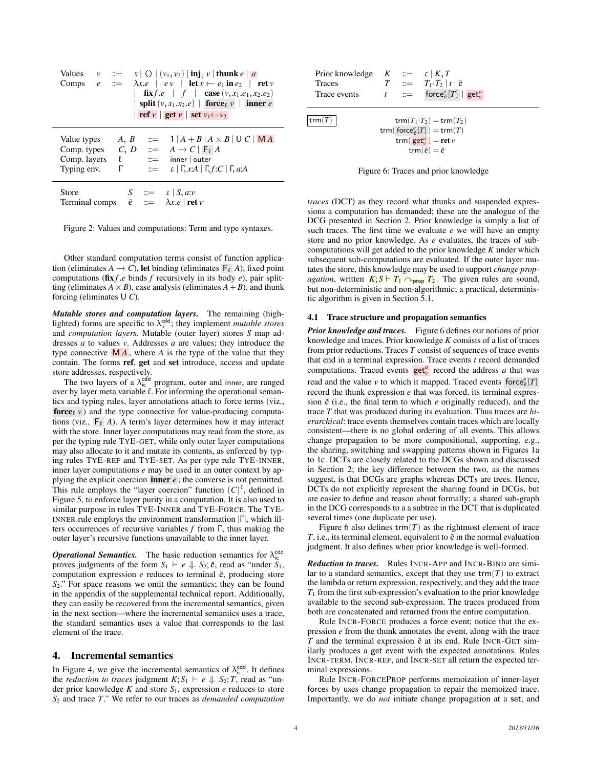$$
\begin{array}{llcl}
\text{Values} & v & ::= & x \mid () \mid (v_1, v_2) \mid \mathbf{inj}_i\ v \mid \mathbf{thunk}\ e \mid a \\
\text{Comps} & e & ::= & \lambda x.e \mid e\ v \mid \mathbf{let}\ x \leftarrow e_1\ \mathbf{in}\ e_2 \mid \mathbf{ret}\ v \\
 & & \mid & \mathbf{fix} f.e \mid f \mid \mathbf{case}\ (v, x_1.e_1, x_2.e_2) \\
 & & \mid & \mathbf{split}\ (v, x_1.x_2.e) \mid \mathbf{force}_\ell\ v \mid \mathbf{inner}\ e \\
 & & \mid & \mathbf{ref}\ v \mid \mathbf{get}\ v \mid \mathbf{set}\ v_1 \leftarrow v_2
\end{array}
$$

$$
\begin{array}{llcl}
\text{Value types} & A, B & ::= & 1 \mid A + B \mid A \times B \mid \mathsf{U}\ C \mid \mathsf{M}\ A \\
\text{Comp. types} & C, D & ::= & A \rightarrow C \mid \mathsf{F}_\ell\ A \\
\text{Comp. layers} & \ell & ::= & \mathsf{inner} \mid \mathsf{outer} \\
\text{Typing env.} & \Gamma & ::= & \varepsilon \mid \Gamma, x{:}A \mid \Gamma, f{:}C \mid \Gamma, a{:}A
\end{array}
$$

$$
\begin{array}{llcl}
\text{Store} & S & ::= & \varepsilon \mid S, a{:}v \\
\text{Terminal comps} & \tilde{e} & ::= & \lambda x.e \mid \mathbf{ret}\ v
\end{array}
$$

Figure 2: Values and computations: Term and type syntaxes.

Other standard computation terms consist of function application (eliminates $A \rightarrow C$), **let** binding (eliminates $\mathsf{F}_\ell\ A$), fixed point computations ($\mathbf{fix} f.e$ binds $f$ recursively in its body $e$), pair splitting (eliminates $A \times B$), case analysis (eliminates $A + B$), and thunk forcing (eliminates $\mathsf{U}\ C$).

***Mutable stores and computation layers.*** The remaining (highlighted) forms are specific to $\lambda_{ic}^{cdd}$; they implement *mutable stores* and *computation layers*. Mutable (outer layer) stores $S$ map addresses $a$ to values $v$. Addresses $a$ are values; they introduce the type connective $\mathsf{M}\ A$, where $A$ is the type of the value that they contain. The forms **ref**, **get** and **set** introduce, access and update store addresses, respectively.

The two layers of a $\lambda_{ic}^{cdd}$ program, outer and inner, are ranged over by layer meta variable $\ell$. For informing the operational semantics and typing rules, layer annotations attach to force terms (viz., $\mathbf{force}_\ell\ v$) and the type connective for value-producing computations (viz., $\mathsf{F}_\ell\ A$). A term's layer determines how it may interact with the store. Inner layer computations may read from the store, as per the typing rule TYE-GET, while only outer layer computations may also allocate to it and mutate its contents, as enforced by typing rules TYE-REF and TYE-SET. As per type rule TYE-INNER, inner layer computations $e$ may be used in an outer context by applying the explicit coercion $\mathbf{inner}\ e$; the converse is not permitted. This rule employs the "layer coercion" function $(C)^\ell$, defined in Figure 5, to enforce layer purity in a computation. It is also used to similar purpose in rules TYE-INNER and TYE-FORCE. The TYE-INNER rule employs the environment transformation $|\Gamma|$, which filters occurrences of recursive variables $f$ from $\Gamma$, thus making the outer layer's recursive functions unavailable to the inner layer.

***Operational Semantics.*** The basic reduction semantics for $\lambda_{ic}^{cdd}$ proves judgments of the form $S_1 \vdash e \Downarrow S_2; \tilde{e}$, read as "under $S_1$, computation expression $e$ reduces to terminal $\tilde{e}$, producing store $S_2$." For space reasons we omit the semantics; they can be found in the appendix of the supplemental technical report. Additionally, they can easily be recovered from the incremental semantics, given in the next section—where the incremental semantics uses a trace, the standard semantics uses a value that corresponds to the last element of the trace.

## 4. Incremental semantics

In Figure 4, we give the incremental semantics of $\lambda_{ic}^{cdd}$. It defines the *reduction to traces* judgment $K; S_1 \vdash e \Downarrow S_2; T$, read as "under prior knowledge $K$ and store $S_1$, expression $e$ reduces to store $S_2$ and trace $T$." We refer to our traces as *demanded computation traces* (DCT) as they record what thunks and suspended expressions a computation has demanded; these are the analogue of the DCG presented in Section 2. Prior knowledge is simply a list of such traces. The first time we evaluate $e$ we will have an empty store and no prior knowledge. As $e$ evaluates, the traces of subcomputations will get added to the prior knowledge $K$ under which subsequent sub-computations are evaluated. If the outer layer mutates the store, this knowledge may be used to support *change propagation*, written $K; S \vdash T_1 \curvearrowright_{\mathsf{prop}} T_2$. The given rules are sound, but non-deterministic and non-algorithmic; a practical, deterministic algorithm is given in Section 5.1.

$$
\begin{array}{llcl}
\text{Prior knowledge} & K & ::= & \varepsilon \mid K, T \\
\text{Traces} & T & ::= & T_1 \cdot T_2 \mid t \mid \tilde{e} \\
\text{Trace events} & t & ::= & \mathsf{force}_{\tilde{e}}^{e}[T] \mid \mathsf{get}_v^a
\end{array}
$$

$\boxed{\mathsf{trm}(T)}$

$$
\begin{aligned}
\mathsf{trm}(T_1 \cdot T_2) &= \mathsf{trm}(T_2) \\
\mathsf{trm}(\mathsf{force}_{\tilde{e}}^{e}[T]) &= \mathsf{trm}(T) \\
\mathsf{trm}(\mathsf{get}_v^a) &= \mathbf{ret}\ v \\
\mathsf{trm}(\tilde{e}) &= \tilde{e}
\end{aligned}
$$

Figure 6: Traces and prior knowledge

### 4.1 Trace structure and propagation semantics

***Prior knowledge and traces.*** Figure 6 defines our notions of prior knowledge and traces. Prior knowledge $K$ consists of a list of traces from prior reductions. Traces $T$ consist of sequences of trace events that end in a terminal expression. Trace events $t$ record demanded computations. Traced events $\mathsf{get}_v^a$ record the address $a$ that was read and the value $v$ to which it mapped. Traced events $\mathsf{force}_{\tilde{e}}^{e}[T]$ record the thunk expression $e$ that was forced, its terminal expression $\tilde{e}$ (i.e., the final term to which $e$ originally reduced), and the trace $T$ that was produced during its evaluation. Thus traces are *hierarchical*: trace events themselves contain traces which are locally consistent—there is no global ordering of all events. This allows change propagation to be more compositional, supporting, e.g., the sharing, switching and swapping patterns shown in Figures 1a to 1c. DCTs are closely related to the DCGs shown and discussed in Section 2; the key difference between the two, as the names suggest, is that DCGs are graphs whereas DCTs are trees. Hence, DCTs do not explicitly represent the sharing found in DCGs, but are easier to define and reason about formally; a shared sub-graph in the DCG corresponds to a a subtree in the DCT that is duplicated several times (one duplicate per use).

Figure 6 also defines $\mathsf{trm}(T)$ as the rightmost element of trace $T$, i.e., its terminal element, equivalent to $\tilde{e}$ in the normal evaluation judgment. It also defines when prior knowledge is well-formed.

***Reduction to traces.*** Rules INCR-APP and INCR-BIND are similar to a standard semantics, except that they use $\mathsf{trm}(T)$ to extract the lambda or return expression, respectively, and they add the trace $T_1$ from the first sub-expression's evaluation to the prior knowledge available to the second sub-expression. The traces produced from both are concatenated and returned from the entire computation.

Rule INCR-FORCE produces a force event; notice that the expression $e$ from the thunk annotates the event, along with the trace $T$ and the terminal expression $\tilde{e}$ at its end. Rule INCR-GET similarly produces a get event with the expected annotations. Rules INCR-TERM, INCR-REF, and INCR-SET all return the expected terminal expressions.

Rule INCR-FORCEPROP performs memoization of inner-layer forces by uses change propagation to repair the memoized trace. Importantly, we do *not* initiate change propagation at a set, and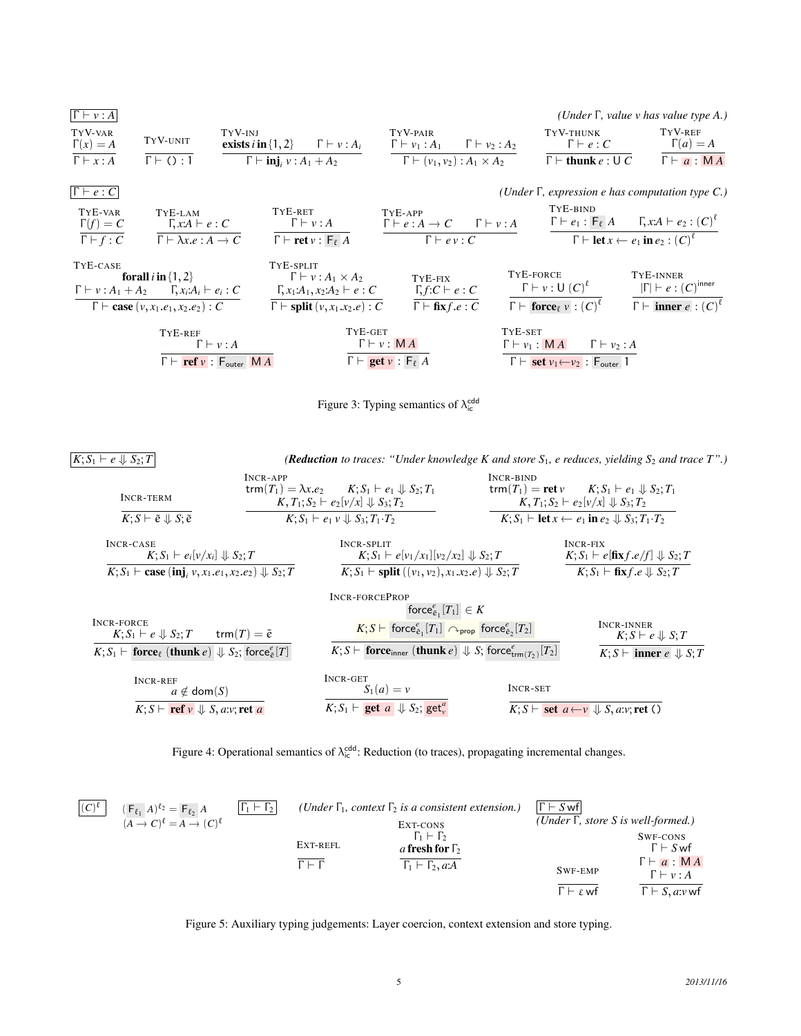$\boxed{\Gamma \vdash v : A}$ *(Under Γ, value v has value type A.)*

$$\frac{\Gamma(x) = A}{\Gamma \vdash x : A}\ \textsc{TyV-var} \qquad \frac{}{\Gamma \vdash () : 1}\ \textsc{TyV-unit} \qquad \frac{\textbf{exists}\ i\ \textbf{in}\ \{1,2\} \quad \Gamma \vdash v : A_i}{\Gamma \vdash \textbf{inj}_i\ v : A_1 + A_2}\ \textsc{TyV-inj}$$

$$\frac{\Gamma \vdash v_1 : A_1 \quad \Gamma \vdash v_2 : A_2}{\Gamma \vdash (v_1, v_2) : A_1 \times A_2}\ \textsc{TyV-pair} \qquad \frac{\Gamma \vdash e : C}{\Gamma \vdash \textbf{thunk}\ e : \mathsf{U}\ C}\ \textsc{TyV-thunk} \qquad \frac{\Gamma(a) = A}{\Gamma \vdash a : \mathsf{M}\,A}\ \textsc{TyV-ref}$$

$\boxed{\Gamma \vdash e : C}$ *(Under Γ, expression e has computation type C.)*

$$\frac{\Gamma(f) = C}{\Gamma \vdash f : C}\ \textsc{TyE-var} \qquad \frac{\Gamma, x{:}A \vdash e : C}{\Gamma \vdash \lambda x.e : A \to C}\ \textsc{TyE-lam} \qquad \frac{\Gamma \vdash v : A}{\Gamma \vdash \textbf{ret}\ v : \mathsf{F}_\ell\ A}\ \textsc{TyE-ret}$$

$$\frac{\Gamma \vdash e : A \to C \quad \Gamma \vdash v : A}{\Gamma \vdash e\ v : C}\ \textsc{TyE-app} \qquad \frac{\Gamma \vdash e_1 : \mathsf{F}_\ell\ A \quad \Gamma, x{:}A \vdash e_2 : (C)^\ell}{\Gamma \vdash \textbf{let}\ x \leftarrow e_1\ \textbf{in}\ e_2 : (C)^\ell}\ \textsc{TyE-bind}$$

$$\frac{\textbf{forall}\ i\ \textbf{in}\ \{1,2\} \quad \Gamma \vdash v : A_1 + A_2 \quad \Gamma, x_i{:}A_i \vdash e_i : C}{\Gamma \vdash \textbf{case}\,(v, x_1.e_1, x_2.e_2) : C}\ \textsc{TyE-case} \qquad \frac{\Gamma \vdash v : A_1 \times A_2 \quad \Gamma, x_1{:}A_1, x_2{:}A_2 \vdash e : C}{\Gamma \vdash \textbf{split}\,(v, x_1.x_2.e) : C}\ \textsc{TyE-split}$$

$$\frac{\Gamma, f{:}C \vdash e : C}{\Gamma \vdash \textbf{fix}\,f.e : C}\ \textsc{TyE-fix} \qquad \frac{\Gamma \vdash v : \mathsf{U}\ (C)^\ell}{\Gamma \vdash \textbf{force}_\ell\ v : (C)^\ell}\ \textsc{TyE-force} \qquad \frac{|\Gamma| \vdash e : (C)^{\mathsf{inner}}}{\Gamma \vdash \textbf{inner}\ e : (C)^\ell}\ \textsc{TyE-inner}$$

$$\frac{\Gamma \vdash v : A}{\Gamma \vdash \textbf{ref}\ v : \mathsf{F}_{\mathsf{outer}}\ \mathsf{M}\,A}\ \textsc{TyE-ref} \qquad \frac{\Gamma \vdash v : \mathsf{M}\,A}{\Gamma \vdash \textbf{get}\ v : \mathsf{F}_\ell\ A}\ \textsc{TyE-get} \qquad \frac{\Gamma \vdash v_1 : \mathsf{M}\,A \quad \Gamma \vdash v_2 : A}{\Gamma \vdash \textbf{set}\ v_1 \leftarrow v_2 : \mathsf{F}_{\mathsf{outer}}\ 1}\ \textsc{TyE-set}$$

Figure 3: Typing semantics of $\lambda^{\mathsf{cdd}}_{\mathsf{ic}}$

$\boxed{K; S_1 \vdash e \Downarrow S_2; T}$ *(**Reduction** to traces: "Under knowledge K and store $S_1$, e reduces, yielding $S_2$ and trace T".)*

$$\frac{}{K; S \vdash \tilde{e} \Downarrow S; \tilde{e}}\ \textsc{Incr-term} \qquad \frac{\mathsf{trm}(T_1) = \lambda x.e_2 \quad K; S_1 \vdash e_1 \Downarrow S_2; T_1 \quad K, T_1; S_2 \vdash e_2[v/x] \Downarrow S_3; T_2}{K; S_1 \vdash e_1\ v \Downarrow S_3; T_1 \cdot T_2}\ \textsc{Incr-app}$$

$$\frac{\mathsf{trm}(T_1) = \textbf{ret}\ v \quad K; S_1 \vdash e_1 \Downarrow S_2; T_1 \quad K, T_1; S_2 \vdash e_2[v/x] \Downarrow S_3; T_2}{K; S_1 \vdash \textbf{let}\ x \leftarrow e_1\ \textbf{in}\ e_2 \Downarrow S_3; T_1 \cdot T_2}\ \textsc{Incr-bind}$$

$$\frac{K; S_1 \vdash e_i[v/x_i] \Downarrow S_2; T}{K; S_1 \vdash \textbf{case}\,(\textbf{inj}_i\ v, x_1.e_1, x_2.e_2) \Downarrow S_2; T}\ \textsc{Incr-case} \qquad \frac{K; S_1 \vdash e[v_1/x_1][v_2/x_2] \Downarrow S_2; T}{K; S_1 \vdash \textbf{split}\,((v_1, v_2), x_1.x_2.e) \Downarrow S_2; T}\ \textsc{Incr-split}$$

$$\frac{K; S_1 \vdash e[\textbf{fix}\,f.e/f] \Downarrow S_2; T}{K; S_1 \vdash \textbf{fix}\,f.e \Downarrow S_2; T}\ \textsc{Incr-fix} \qquad \frac{K; S_1 \vdash e \Downarrow S_2; T \quad \mathsf{trm}(T) = \tilde{e}}{K; S_1 \vdash \textbf{force}_\ell\ (\textbf{thunk}\ e) \Downarrow S_2; \mathsf{force}^e_{\tilde{e}}[T]}\ \textsc{Incr-force}$$

$$\frac{\mathsf{force}^e_{\tilde{e}_1}[T_1] \in K \quad K; S \vdash \mathsf{force}^e_{\tilde{e}_1}[T_1] \curvearrowright_{\mathsf{prop}} \mathsf{force}^e_{\tilde{e}_2}[T_2]}{K; S \vdash \textbf{force}_{\mathsf{inner}}\ (\textbf{thunk}\ e) \Downarrow S; \mathsf{force}^e_{\mathsf{trm}(T_2)}[T_2]}\ \textsc{Incr-forceProp} \qquad \frac{K; S \vdash e \Downarrow S; T}{K; S \vdash \textbf{inner}\ e \Downarrow S; T}\ \textsc{Incr-inner}$$

$$\frac{a \notin \mathsf{dom}(S)}{K; S \vdash \textbf{ref}\ v \Downarrow S, a{:}v; \textbf{ret}\ a}\ \textsc{Incr-ref} \qquad \frac{S_1(a) = v}{K; S_1 \vdash \textbf{get}\ a \Downarrow S_2; \mathsf{get}^a_v}\ \textsc{Incr-get} \qquad \frac{}{K; S \vdash \textbf{set}\ a \leftarrow v \Downarrow S, a{:}v; \textbf{ret}\ ()}\ \textsc{Incr-set}$$

Figure 4: Operational semantics of $\lambda^{\mathsf{cdd}}_{\mathsf{ic}}$: Reduction (to traces), propagating incremental changes.

$\boxed{(C)^\ell}$ $\quad (\mathsf{F}_{\ell_1}\ A)^{\ell_2} = \mathsf{F}_{\ell_2}\ A \qquad (A \to C)^\ell = A \to (C)^\ell$

$\boxed{\Gamma_1 \vdash \Gamma_2}$ *(Under $\Gamma_1$, context $\Gamma_2$ is a consistent extension.)*

$$\frac{}{\Gamma \vdash \Gamma}\ \textsc{Ext-refl} \qquad \frac{\Gamma_1 \vdash \Gamma_2 \quad a\ \textbf{fresh for}\ \Gamma_2}{\Gamma_1 \vdash \Gamma_2, a{:}A}\ \textsc{Ext-cons}$$

$\boxed{\Gamma \vdash S\ \mathsf{wf}}$ *(Under Γ, store S is well-formed.)*

$$\frac{}{\Gamma \vdash \varepsilon\ \mathsf{wf}}\ \textsc{Swf-emp} \qquad \frac{\Gamma \vdash S\ \mathsf{wf} \quad \Gamma \vdash a : \mathsf{M}\,A \quad \Gamma \vdash v : A}{\Gamma \vdash S, a{:}v\ \mathsf{wf}}\ \textsc{Swf-cons}$$

Figure 5: Auxiliary typing judgements: Layer coercion, context extension and store typing.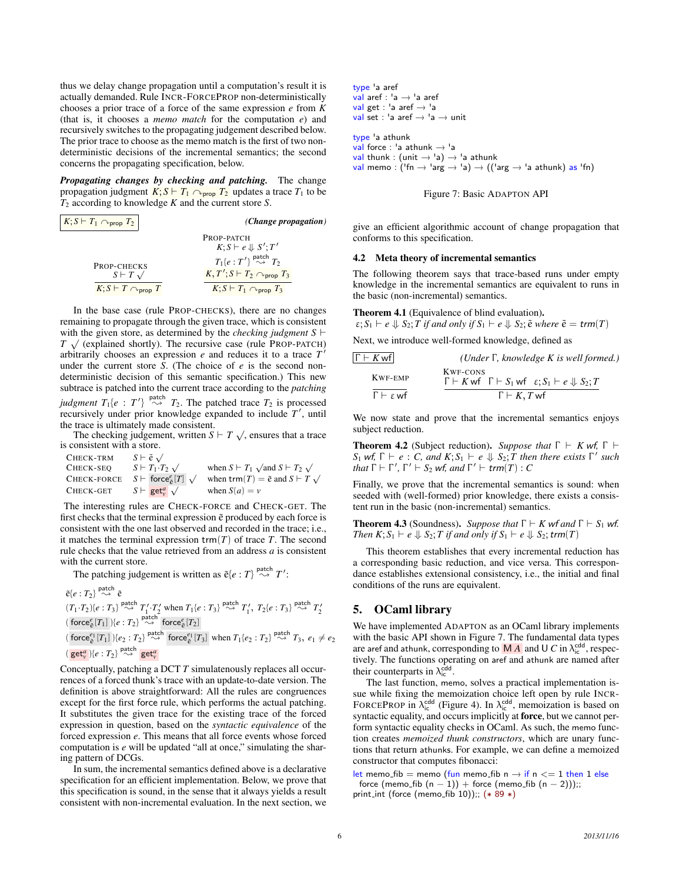thus we delay change propagation until a computation's result it is actually demanded. Rule INCR-FORCEPROP non-deterministically chooses a prior trace of a force of the same expression $e$ from $K$ (that is, it chooses a *memo match* for the computation $e$) and recursively switches to the propagating judgement described below. The prior trace to choose as the memo match is the first of two non-deterministic decisions of the incremental semantics; the second concerns the propagating specification, below.

***Propagating changes by checking and patching.*** The change propagation judgment $K; S \vdash T_1 \curvearrowright_{\mathsf{prop}} T_2$ updates a trace $T_1$ to be $T_2$ according to knowledge $K$ and the current store $S$.

$\boxed{K; S \vdash T_1 \curvearrowright_{\mathsf{prop}} T_2}$ ***(Change propagation)***

$$\textsc{Prop-checks}\ \frac{S \vdash T \surd}{K; S \vdash T \curvearrowright_{\mathsf{prop}} T} \qquad \textsc{Prop-patch}\ \frac{K; S \vdash e \Downarrow S'; T' \quad T_1\{e : T'\} \overset{\mathsf{patch}}{\rightsquigarrow} T_2 \quad K, T'; S \vdash T_2 \curvearrowright_{\mathsf{prop}} T_3}{K; S \vdash T_1 \curvearrowright_{\mathsf{prop}} T_3}$$

In the base case (rule PROP-CHECKS), there are no changes remaining to propagate through the given trace, which is consistent with the given store, as determined by the *checking judgment* $S \vdash T \surd$ (explained shortly). The recursive case (rule PROP-PATCH) arbitrarily chooses an expression $e$ and reduces it to a trace $T'$ under the current store $S$. (The choice of $e$ is the second non-deterministic decision of this semantic specification.) This new subtrace is patched into the current trace according to the *patching judgment* $T_1\{e : T'\} \overset{\mathsf{patch}}{\rightsquigarrow} T_2$. The patched trace $T_2$ is processed recursively under prior knowledge expanded to include $T'$, until the trace is ultimately made consistent.

The checking judgement, written $S \vdash T \surd$, ensures that a trace is consistent with a store.

| | | |
|---|---|---|
| CHECK-TRM | $S \vdash \tilde{e} \surd$ | |
| CHECK-SEQ | $S \vdash T_1 \cdot T_2 \surd$ | when $S \vdash T_1 \surd$ and $S \vdash T_2 \surd$ |
| CHECK-FORCE | $S \vdash \mathsf{force}^{e}_{\tilde{e}}[T] \surd$ | when $\mathsf{trm}(T) = \tilde{e}$ and $S \vdash T \surd$ |
| CHECK-GET | $S \vdash \mathsf{get}^{a}_{v} \surd$ | when $S(a) = v$ |

The interesting rules are CHECK-FORCE and CHECK-GET. The first checks that the terminal expression $\tilde{e}$ produced by each force is consistent with the one last observed and recorded in the trace; i.e., it matches the terminal expression $\mathsf{trm}(T)$ of trace $T$. The second rule checks that the value retrieved from an address $a$ is consistent with the current store.

The patching judgement is written as $\tilde{e}\{e : T\} \overset{\mathsf{patch}}{\rightsquigarrow} T'$:

$$\tilde{e}\{e : T_2\} \overset{\mathsf{patch}}{\rightsquigarrow} \tilde{e}$$
$$(T_1 \cdot T_2)\{e : T_3\} \overset{\mathsf{patch}}{\rightsquigarrow} T_1' \cdot T_2' \text{ when } T_1\{e : T_3\} \overset{\mathsf{patch}}{\rightsquigarrow} T_1',\ T_2\{e : T_3\} \overset{\mathsf{patch}}{\rightsquigarrow} T_2'$$
$$(\mathsf{force}^{e}_{\tilde{e}}[T_1])\{e : T_2\} \overset{\mathsf{patch}}{\rightsquigarrow} \mathsf{force}^{e}_{\tilde{e}}[T_2]$$
$$(\mathsf{force}^{e_1}_{\tilde{e}}[T_1])\{e_2 : T_2\} \overset{\mathsf{patch}}{\rightsquigarrow} \mathsf{force}^{e_1}_{\tilde{e}}[T_3] \text{ when } T_1\{e_2 : T_2\} \overset{\mathsf{patch}}{\rightsquigarrow} T_3,\ e_1 \neq e_2$$
$$(\mathsf{get}^{a}_{v})\{e : T_2\} \overset{\mathsf{patch}}{\rightsquigarrow} \mathsf{get}^{a}_{v}$$

Conceptually, patching a DCT $T$ simulateously replaces all occurrences of a forced thunk's trace with an update-to-date version. The definition is above straightforward: All the rules are congruences except for the first force rule, which performs the actual patching. It substitutes the given trace for the existing trace of the forced expression in question, based on the *syntactic equivalence* of the forced expression $e$. This means that all force events whose forced computation is $e$ will be updated "all at once," simulating the sharing pattern of DCGs.

In sum, the incremental semantics defined above is a declarative specification for an efficient implementation. Below, we prove that this specification is sound, in the sense that it always yields a result consistent with non-incremental evaluation. In the next section, we give an efficient algorithmic account of change propagation that conforms to this specification.

### 4.2 Meta theory of incremental semantics

The following theorem says that trace-based runs under empty knowledge in the incremental semantics are equivalent to runs in the basic (non-incremental) semantics.

**Theorem 4.1** (Equivalence of blind evaluation)**.** $\varepsilon; S_1 \vdash e \Downarrow S_2; T$ *if and only if* $S_1 \vdash e \Downarrow S_2; \tilde{e}$ *where* $\tilde{e} = \mathsf{trm}(T)$

Next, we introduce well-formed knowledge, defined as

$\boxed{\Gamma \vdash K\ \mathsf{wf}}$ *(Under $\Gamma$, knowledge $K$ is well formed.)*

$$\textsc{Kwf-emp}\ \frac{}{\Gamma \vdash \varepsilon\ \mathsf{wf}} \qquad \textsc{Kwf-cons}\ \frac{\Gamma \vdash K\ \mathsf{wf} \quad \Gamma \vdash S_1\ \mathsf{wf} \quad \varepsilon; S_1 \vdash e \Downarrow S_2; T}{\Gamma \vdash K, T\ \mathsf{wf}}$$

We now state and prove that the incremental semantics enjoys subject reduction.

**Theorem 4.2** (Subject reduction)**.** *Suppose that* $\Gamma \vdash K\ \mathit{wf}$, $\Gamma \vdash S_1\ \mathit{wf}$, $\Gamma \vdash e : C$, *and* $K; S_1 \vdash e \Downarrow S_2; T$ *then there exists* $\Gamma'$ *such that* $\Gamma \vdash \Gamma'$, $\Gamma' \vdash S_2\ \mathit{wf}$, *and* $\Gamma' \vdash \mathsf{trm}(T) : C$

Finally, we prove that the incremental semantics is sound: when seeded with (well-formed) prior knowledge, there exists a consistent run in the basic (non-incremental) semantics.

**Theorem 4.3** (Soundness)**.** *Suppose that* $\Gamma \vdash K\ \mathit{wf}$ *and* $\Gamma \vdash S_1\ \mathit{wf}$. *Then* $K; S_1 \vdash e \Downarrow S_2; T$ *if and only if* $S_1 \vdash e \Downarrow S_2; \mathsf{trm}(T)$

This theorem establishes that every incremental reduction has a corresponding basic reduction, and vice versa. This correspondance establishes extensional consistency, i.e., the initial and final conditions of the runs are equivalent.

## 5. OCaml library

```
type 'a aref
val aref : 'a → 'a aref
val get : 'a aref → 'a
val set : 'a aref → 'a → unit

type 'a athunk
val force : 'a athunk → 'a
val thunk : (unit → 'a) → 'a athunk
val memo : ('fn → 'arg → 'a) → (('arg → 'a athunk) as 'fn)
```

Figure 7: Basic ADAPTON API

We have implemented ADAPTON as an OCaml library implements with the basic API shown in Figure 7. The fundamental data types are aref and athunk, corresponding to $\mathsf{M}\,A$ and $\mathsf{U}\,C$ in $\lambda^{\mathsf{cdd}}_{\mathsf{ic}}$, respectively. The functions operating on aref and athunk are named after their counterparts in $\lambda^{\mathsf{cdd}}_{\mathsf{ic}}$.

The last function, memo, solves a practical implementation issue while fixing the memoization choice left open by rule INCR-FORCEPROP in $\lambda^{\mathsf{cdd}}_{\mathsf{ic}}$ (Figure 4). In $\lambda^{\mathsf{cdd}}_{\mathsf{ic}}$, memoization is based on syntactic equality, and occurs implicitly at **force**, but we cannot perform syntactic equality checks in OCaml. As such, the memo function creates *memoized thunk constructors*, which are unary functions that return athunks. For example, we can define a memoized constructor that computes fibonacci:

```
let memo_fib = memo (fun memo_fib n → if n <= 1 then 1 else
  force (memo_fib (n − 1)) + force (memo_fib (n − 2)));;
print_int (force (memo_fib 10));; (* 89 *)
```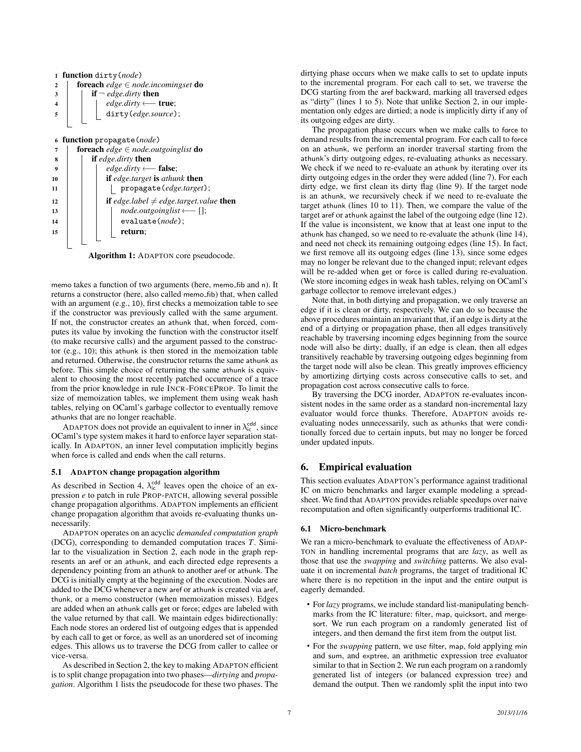```
1  function dirty(node)
2      foreach edge ∈ node.incomingset do
3          if ¬ edge.dirty then
4              edge.dirty ⟵ true;
5              dirty(edge.source);

6  function propagate(node)
7      foreach edge ∈ node.outgoinglist do
8          if edge.dirty then
9              edge.dirty ⟵ false;
10             if edge.target is athunk then
11                 propagate(edge.target);
12             if edge.label ≠ edge.target.value then
13                 node.outgoinglist ⟵ [];
14                 evaluate(node);
15                 return;
```

**Algorithm 1:** ADAPTON core pseudocode.

memo takes a function of two arguments (here, memo_fib and n). It returns a constructor (here, also called memo_fib) that, when called with an argument (e.g., 10), first checks a memoization table to see if the constructor was previously called with the same argument. If not, the constructor creates an athunk that, when forced, computes its value by invoking the function with the constructor itself (to make recursive calls) and the argument passed to the constructor (e.g., 10); this athunk is then stored in the memoization table and returned. Otherwise, the constructor returns the same athunk as before. This simple choice of returning the same athunk is equivalent to choosing the most recently patched occurrence of a trace from the prior knowledge in rule INCR-FORCEPROP. To limit the size of memoization tables, we implement them using weak hash tables, relying on OCaml's garbage collector to eventually remove athunks that are no longer reachable.

ADAPTON does not provide an equivalent to inner in $\lambda_{ic}^{cdd}$, since OCaml's type system makes it hard to enforce layer separation statically. In ADAPTON, an inner level computation implicitly begins when force is called and ends when the call returns.

### 5.1 ADAPTON change propagation algorithm

As described in Section 4, $\lambda_{ic}^{cdd}$ leaves open the choice of an expression $e$ to patch in rule PROP-PATCH, allowing several possible change propagation algorithms. ADAPTON implements an efficient change propagation algorithm that avoids re-evaluating thunks unnecessarily.

ADAPTON operates on an acyclic *demanded computation graph* (DCG), corresponding to demanded computation traces $T$. Similar to the visualization in Section 2, each node in the graph represents an aref or an athunk, and each directed edge represents a dependency pointing from an athunk to another aref or athunk. The DCG is initially empty at the beginning of the execution. Nodes are added to the DCG whenever a new aref or athunk is created via aref, thunk, or a memo constructor (when memoization misses). Edges are added when an athunk calls get or force; edges are labeled with the value returned by that call. We maintain edges bidirectionally: Each node stores an ordered list of outgoing edges that is appended by each call to get or force, as well as an unordered set of incoming edges. This allows us to traverse the DCG from caller to callee or vice-versa.

As described in Section 2, the key to making ADAPTON efficient is to split change propagation into two phases—*dirtying* and *propagation*. Algorithm 1 lists the pseudocode for these two phases. The dirtying phase occurs when we make calls to set to update inputs to the incremental program. For each call to set, we traverse the DCG starting from the aref backward, marking all traversed edges as "dirty" (lines 1 to 5). Note that unlike Section 2, in our implementation only edges are dirtied; a node is implicitly dirty if any of its outgoing edges are dirty.

The propagation phase occurs when we make calls to force to demand results from the incremental program. For each call to force on an athunk, we perform an inorder traversal starting from the athunk's dirty outgoing edges, re-evaluating athunks as necessary. We check if we need to re-evaluate an athunk by iterating over its dirty outgoing edges in the order they were added (line 7). For each dirty edge, we first clean its dirty flag (line 9). If the target node is an athunk, we recursively check if we need to re-evaluate the target athunk (lines 10 to 11). Then, we compare the value of the target aref or athunk against the label of the outgoing edge (line 12). If the value is inconsistent, we know that at least one input to the athunk has changed, so we need to re-evaluate the athunk (line 14), and need not check its remaining outgoing edges (line 15). In fact, we first remove all its outgoing edges (line 13), since some edges may no longer be relevant due to the changed input; relevant edges will be re-added when get or force is called during re-evaluation. (We store incoming edges in weak hash tables, relying on OCaml's garbage collector to remove irrelevant edges.)

Note that, in both dirtying and propagation, we only traverse an edge if it is clean or dirty, respectively. We can do so because the above procedures maintain an invariant that, if an edge is dirty at the end of a dirtying or propagation phase, then all edges transitively reachable by traversing incoming edges beginning from the source node will also be dirty; dually, if an edge is clean, then all edges transitively reachable by traversing outgoing edges beginning from the target node will also be clean. This greatly improves efficiency by amortizing dirtying costs across consecutive calls to set, and propagation cost across consecutive calls to force.

By traversing the DCG inorder, ADAPTON re-evaluates inconsistent nodes in the same order as a standard non-incremental lazy evaluator would force thunks. Therefore, ADAPTON avoids re-evaluating nodes unnecessarily, such as athunks that were conditionally forced due to certain inputs, but may no longer be forced under updated inputs.

## 6. Empirical evaluation

This section evaluates ADAPTON's performance against traditional IC on micro benchmarks and larger example modeling a spreadsheet. We find that ADAPTON provides reliable speedups over naive recomputation and often significantly outperforms traditional IC.

### 6.1 Micro-benchmark

We ran a micro-benchmark to evaluate the effectiveness of ADAPTON in handling incremental programs that are *lazy*, as well as those that use the *swapping* and *switching* patterns. We also evaluate it on incremental *batch* programs, the target of traditional IC where there is no repetition in the input and the entire output is eagerly demanded.

- For *lazy* programs, we include standard list-manipulating benchmarks from the IC literature: filter, map, quicksort, and mergesort. We run each program on a randomly generated list of integers, and then demand the first item from the output list.
- For the *swapping* pattern, we use filter, map, fold applying min and sum, and exptree, an arithmetic expression tree evaluator similar to that in Section 2. We run each program on a randomly generated list of integers (or balanced expression tree) and demand the output. Then we randomly split the input into two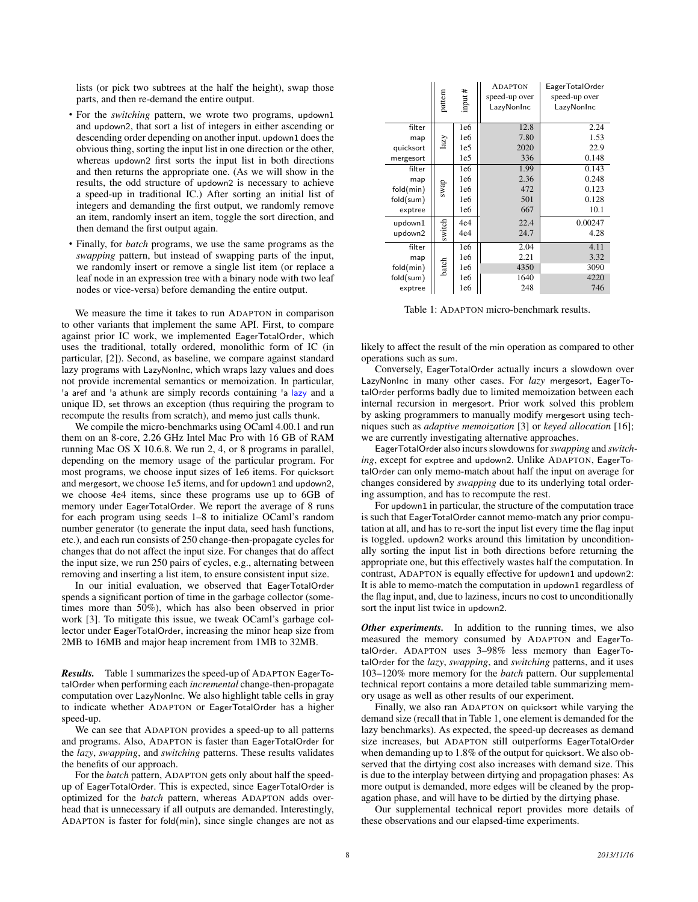lists (or pick two subtrees at the half the height), swap those parts, and then re-demand the entire output.

- For the *switching* pattern, we wrote two programs, updown1 and updown2, that sort a list of integers in either ascending or descending order depending on another input. updown1 does the obvious thing, sorting the input list in one direction or the other, whereas updown2 first sorts the input list in both directions and then returns the appropriate one. (As we will show in the results, the odd structure of updown2 is necessary to achieve a speed-up in traditional IC.) After sorting an initial list of integers and demanding the first output, we randomly remove an item, randomly insert an item, toggle the sort direction, and then demand the first output again.
- Finally, for *batch* programs, we use the same programs as the *swapping* pattern, but instead of swapping parts of the input, we randomly insert or remove a single list item (or replace a leaf node in an expression tree with a binary node with two leaf nodes or vice-versa) before demanding the entire output.

We measure the time it takes to run ADAPTON in comparison to other variants that implement the same API. First, to compare against prior IC work, we implemented EagerTotalOrder, which uses the traditional, totally ordered, monolithic form of IC (in particular, [2]). Second, as baseline, we compare against standard lazy programs with LazyNonInc, which wraps lazy values and does not provide incremental semantics or memoization. In particular, 'a aref and 'a athunk are simply records containing 'a lazy and a unique ID, set throws an exception (thus requiring the program to recompute the results from scratch), and memo just calls thunk.

We compile the micro-benchmarks using OCaml 4.00.1 and run them on an 8-core, 2.26 GHz Intel Mac Pro with 16 GB of RAM running Mac OS X 10.6.8. We run 2, 4, or 8 programs in parallel, depending on the memory usage of the particular program. For most programs, we choose input sizes of 1e6 items. For quicksort and mergesort, we choose 1e5 items, and for updown1 and updown2, we choose 4e4 items, since these programs use up to 6GB of memory under EagerTotalOrder. We report the average of 8 runs for each program using seeds 1–8 to initialize OCaml's random number generator (to generate the input data, seed hash functions, etc.), and each run consists of 250 change-then-propagate cycles for changes that do not affect the input size. For changes that do affect the input size, we run 250 pairs of cycles, e.g., alternating between removing and inserting a list item, to ensure consistent input size.

In our initial evaluation, we observed that EagerTotalOrder spends a significant portion of time in the garbage collector (sometimes more than 50%), which has also been observed in prior work [3]. To mitigate this issue, we tweak OCaml's garbage collector under EagerTotalOrder, increasing the minor heap size from 2MB to 16MB and major heap increment from 1MB to 32MB.

***Results.*** Table 1 summarizes the speed-up of ADAPTON EagerTotalOrder when performing each *incremental* change-then-propagate computation over LazyNonInc. We also highlight table cells in gray to indicate whether ADAPTON or EagerTotalOrder has a higher speed-up.

We can see that ADAPTON provides a speed-up to all patterns and programs. Also, ADAPTON is faster than EagerTotalOrder for the *lazy*, *swapping*, and *switching* patterns. These results validates the benefits of our approach.

For the *batch* pattern, ADAPTON gets only about half the speed-up of EagerTotalOrder. This is expected, since EagerTotalOrder is optimized for the *batch* pattern, whereas ADAPTON adds overhead that is unnecessary if all outputs are demanded. Interestingly, ADAPTON is faster for fold(min), since single changes are not as likely to affect the result of the min operation as compared to other operations such as sum.

| | pattern | input # | ADAPTON speed-up over LazyNonInc | EagerTotalOrder speed-up over LazyNonInc |
|---|---|---|---|---|
| filter | lazy | 1e6 | 12.8 | 2.24 |
| map | lazy | 1e6 | 7.80 | 1.53 |
| quicksort | lazy | 1e5 | 2020 | 22.9 |
| mergesort | lazy | 1e5 | 336 | 0.148 |
| filter | swap | 1e6 | 1.99 | 0.143 |
| map | swap | 1e6 | 2.36 | 0.248 |
| fold(min) | swap | 1e6 | 472 | 0.123 |
| fold(sum) | swap | 1e6 | 501 | 0.128 |
| exptree | swap | 1e6 | 667 | 10.1 |
| updown1 | switch | 4e4 | 22.4 | 0.00247 |
| updown2 | switch | 4e4 | 24.7 | 4.28 |
| filter | batch | 1e6 | 2.04 | 4.11 |
| map | batch | 1e6 | 2.21 | 3.32 |
| fold(min) | batch | 1e6 | 4350 | 3090 |
| fold(sum) | batch | 1e6 | 1640 | 4220 |
| exptree | batch | 1e6 | 248 | 746 |

Table 1: ADAPTON micro-benchmark results.

Conversely, EagerTotalOrder actually incurs a slowdown over LazyNonInc in many other cases. For *lazy* mergesort, EagerTotalOrder performs badly due to limited memoization between each internal recursion in mergesort. Prior work solved this problem by asking programmers to manually modify mergesort using techniques such as *adaptive memoization* [3] or *keyed allocation* [16]; we are currently investigating alternative approaches.

EagerTotalOrder also incurs slowdowns for *swapping* and *switching*, except for exptree and updown2. Unlike ADAPTON, EagerTotalOrder can only memo-match about half the input on average for changes considered by *swapping* due to its underlying total ordering assumption, and has to recompute the rest.

For updown1 in particular, the structure of the computation trace is such that EagerTotalOrder cannot memo-match any prior computation at all, and has to re-sort the input list every time the flag input is toggled. updown2 works around this limitation by unconditionally sorting the input list in both directions before returning the appropriate one, but this effectively wastes half the computation. In contrast, ADAPTON is equally effective for updown1 and updown2: It is able to memo-match the computation in updown1 regardless of the flag input, and, due to laziness, incurs no cost to unconditionally sort the input list twice in updown2.

***Other experiments.*** In addition to the running times, we also measured the memory consumed by ADAPTON and EagerTotalOrder. ADAPTON uses 3–98% less memory than EagerTotalOrder for the *lazy*, *swapping*, and *switching* patterns, and it uses 103–120% more memory for the *batch* pattern. Our supplemental technical report contains a more detailed table summarizing memory usage as well as other results of our experiment.

Finally, we also ran ADAPTON on quicksort while varying the demand size (recall that in Table 1, one element is demanded for the lazy benchmarks). As expected, the speed-up decreases as demand size increases, but ADAPTON still outperforms EagerTotalOrder when demanding up to 1.8% of the output for quicksort. We also observed that the dirtying cost also increases with demand size. This is due to the interplay between dirtying and propagation phases: As more output is demanded, more edges will be cleaned by the propagation phase, and will have to be dirtied by the dirtying phase.

Our supplemental technical report provides more details of these observations and our elapsed-time experiments.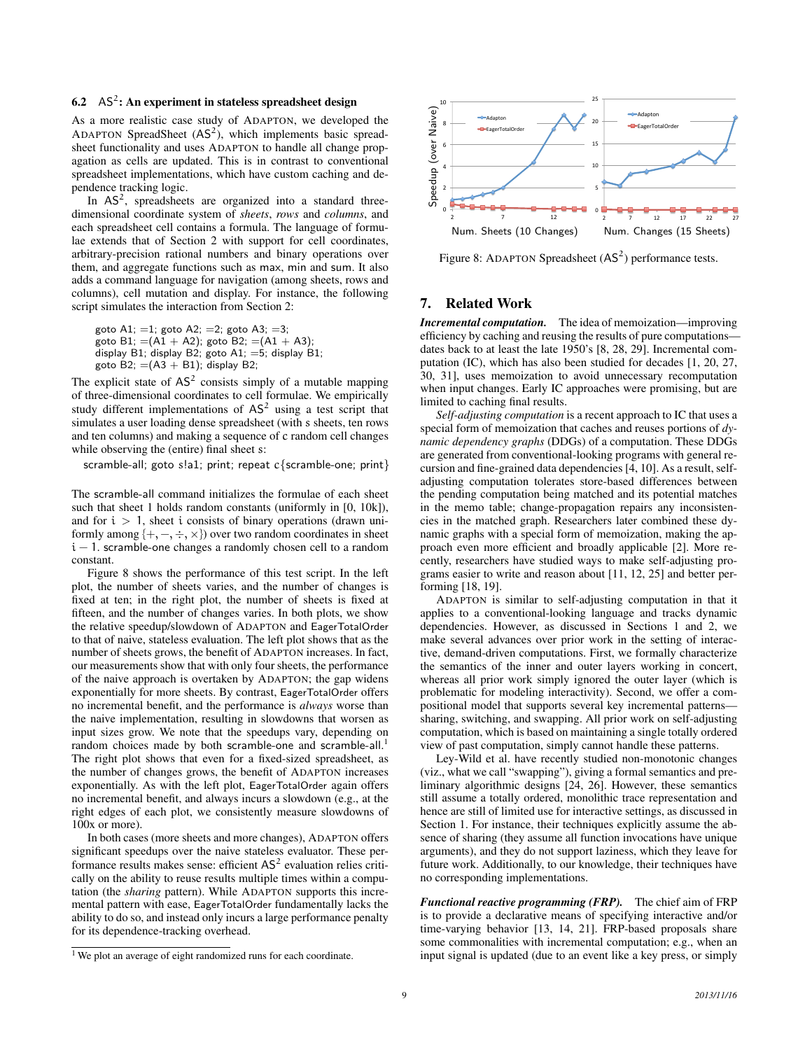### 6.2 $AS^2$: An experiment in stateless spreadsheet design

As a more realistic case study of ADAPTON, we developed the ADAPTON SpreadSheet ($AS^2$), which implements basic spreadsheet functionality and uses ADAPTON to handle all change propagation as cells are updated. This is in contrast to conventional spreadsheet implementations, which have custom caching and dependence tracking logic.

In $AS^2$, spreadsheets are organized into a standard three-dimensional coordinate system of *sheets*, *rows* and *columns*, and each spreadsheet cell contains a formula. The language of formulae extends that of Section 2 with support for cell coordinates, arbitrary-precision rational numbers and binary operations over them, and aggregate functions such as max, min and sum. It also adds a command language for navigation (among sheets, rows and columns), cell mutation and display. For instance, the following script simulates the interaction from Section 2:

```
goto A1; =1; goto A2; =2; goto A3; =3;
goto B1; =(A1 + A2); goto B2; =(A1 + A3);
display B1; display B2; goto A1; =5; display B1;
goto B2; =(A3 + B1); display B2;
```

The explicit state of $AS^2$ consists simply of a mutable mapping of three-dimensional coordinates to cell formulae. We empirically study different implementations of $AS^2$ using a test script that simulates a user loading dense spreadsheet (with s sheets, ten rows and ten columns) and making a sequence of c random cell changes while observing the (entire) final sheet s:

```
scramble-all; goto s!a1; print; repeat c{scramble-one; print}
```

The scramble-all command initializes the formulae of each sheet such that sheet 1 holds random constants (uniformly in [0, 10k]), and for $i > 1$, sheet i consists of binary operations (drawn uniformly among $\{+, -, \div, \times\}$) over two random coordinates in sheet $i - 1$. scramble-one changes a randomly chosen cell to a random constant.

Figure 8 shows the performance of this test script. In the left plot, the number of sheets varies, and the number of changes is fixed at ten; in the right plot, the number of sheets is fixed at fifteen, and the number of changes varies. In both plots, we show the relative speedup/slowdown of ADAPTON and EagerTotalOrder to that of naive, stateless evaluation. The left plot shows that as the number of sheets grows, the benefit of ADAPTON increases. In fact, our measurements show that with only four sheets, the performance of the naive approach is overtaken by ADAPTON; the gap widens exponentially for more sheets. By contrast, EagerTotalOrder offers no incremental benefit, and the performance is *always* worse than the naive implementation, resulting in slowdowns that worsen as input sizes grow. We note that the speedups vary, depending on random choices made by both scramble-one and scramble-all.[1] The right plot shows that even for a fixed-sized spreadsheet, as the number of changes grows, the benefit of ADAPTON increases exponentially. As with the left plot, EagerTotalOrder again offers no incremental benefit, and always incurs a slowdown (e.g., at the right edges of each plot, we consistently measure slowdowns of 100x or more).

In both cases (more sheets and more changes), ADAPTON offers significant speedups over the naive stateless evaluator. These performance results makes sense: efficient $AS^2$ evaluation relies critically on the ability to reuse results multiple times within a computation (the *sharing* pattern). While ADAPTON supports this incremental pattern with ease, EagerTotalOrder fundamentally lacks the ability to do so, and instead only incurs a large performance penalty for its dependence-tracking overhead.

[1] We plot an average of eight randomized runs for each coordinate.

Figure 8: ADAPTON Spreadsheet ($AS^2$) performance tests.

## 7. Related Work

***Incremental computation.*** The idea of memoization—improving efficiency by caching and reusing the results of pure computations—dates back to at least the late 1950's [8, 28, 29]. Incremental computation (IC), which has also been studied for decades [1, 20, 27, 30, 31], uses memoization to avoid unnecessary recomputation when input changes. Early IC approaches were promising, but are limited to caching final results.

*Self-adjusting computation* is a recent approach to IC that uses a special form of memoization that caches and reuses portions of *dynamic dependency graphs* (DDGs) of a computation. These DDGs are generated from conventional-looking programs with general recursion and fine-grained data dependencies [4, 10]. As a result, self-adjusting computation tolerates store-based differences between the pending computation being matched and its potential matches in the memo table; change-propagation repairs any inconsistencies in the matched graph. Researchers later combined these dynamic graphs with a special form of memoization, making the approach even more efficient and broadly applicable [2]. More recently, researchers have studied ways to make self-adjusting programs easier to write and reason about [11, 12, 25] and better performing [18, 19].

ADAPTON is similar to self-adjusting computation in that it applies to a conventional-looking language and tracks dynamic dependencies. However, as discussed in Sections 1 and 2, we make several advances over prior work in the setting of interactive, demand-driven computations. First, we formally characterize the semantics of the inner and outer layers working in concert, whereas all prior work simply ignored the outer layer (which is problematic for modeling interactivity). Second, we offer a compositional model that supports several key incremental patterns—sharing, switching, and swapping. All prior work on self-adjusting computation, which is based on maintaining a single totally ordered view of past computation, simply cannot handle these patterns.

Ley-Wild et al. have recently studied non-monotonic changes (viz., what we call "swapping"), giving a formal semantics and preliminary algorithmic designs [24, 26]. However, these semantics still assume a totally ordered, monolithic trace representation and hence are still of limited use for interactive settings, as discussed in Section 1. For instance, their techniques explicitly assume the absence of sharing (they assume all function invocations have unique arguments), and they do not support laziness, which they leave for future work. Additionally, to our knowledge, their techniques have no corresponding implementations.

***Functional reactive programming (FRP).*** The chief aim of FRP is to provide a declarative means of specifying interactive and/or time-varying behavior [13, 14, 21]. FRP-based proposals share some commonalities with incremental computation; e.g., when an input signal is updated (due to an event like a key press, or simply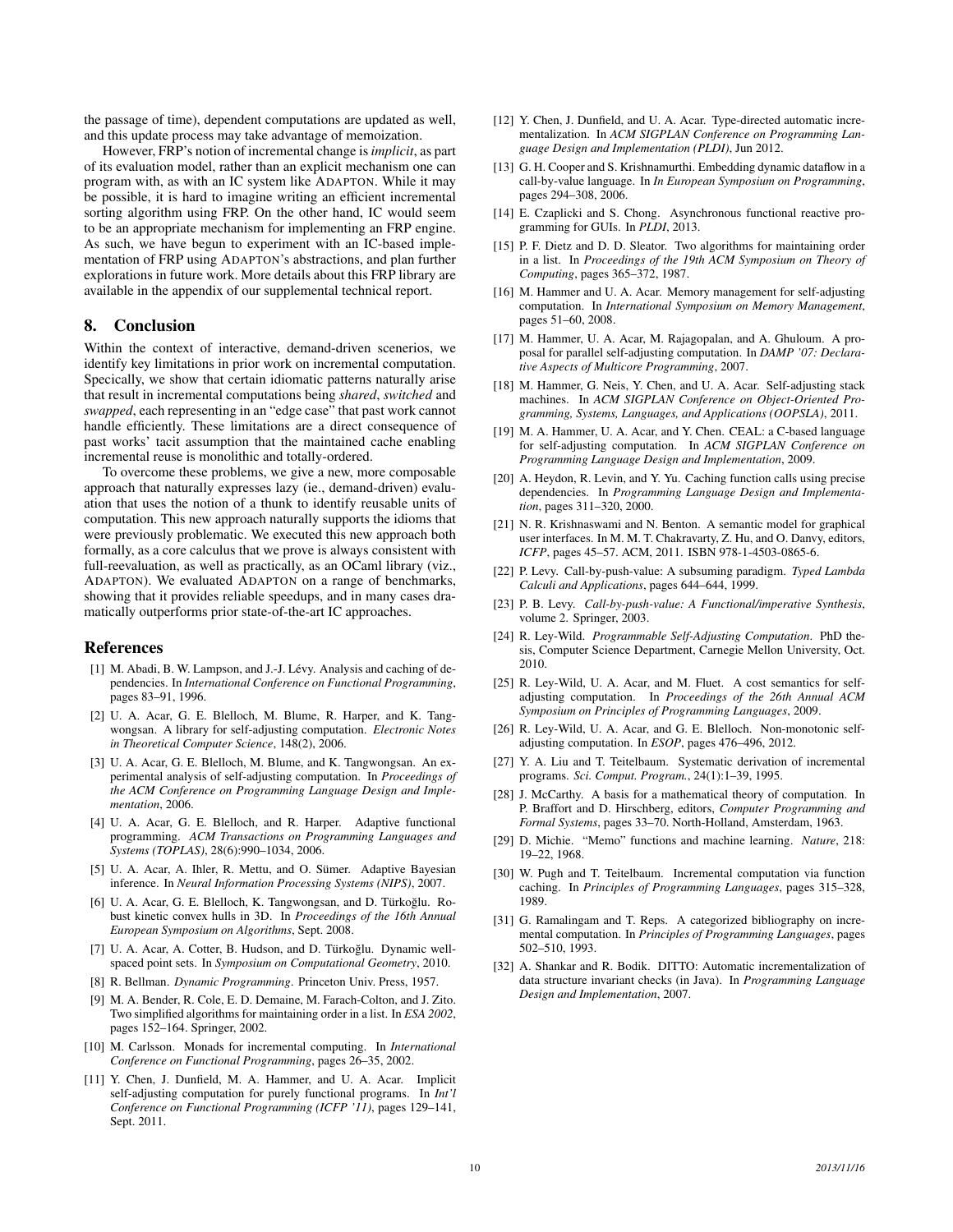the passage of time), dependent computations are updated as well, and this update process may take advantage of memoization.

However, FRP's notion of incremental change is *implicit*, as part of its evaluation model, rather than an explicit mechanism one can program with, as with an IC system like ADAPTON. While it may be possible, it is hard to imagine writing an efficient incremental sorting algorithm using FRP. On the other hand, IC would seem to be an appropriate mechanism for implementing an FRP engine. As such, we have begun to experiment with an IC-based implementation of FRP using ADAPTON's abstractions, and plan further explorations in future work. More details about this FRP library are available in the appendix of our supplemental technical report.

## 8. Conclusion

Within the context of interactive, demand-driven scenerios, we identify key limitations in prior work on incremental computation. Specically, we show that certain idiomatic patterns naturally arise that result in incremental computations being *shared*, *switched* and *swapped*, each representing in an "edge case" that past work cannot handle efficiently. These limitations are a direct consequence of past works' tacit assumption that the maintained cache enabling incremental reuse is monolithic and totally-ordered.

To overcome these problems, we give a new, more composable approach that naturally expresses lazy (ie., demand-driven) evaluation that uses the notion of a thunk to identify reusable units of computation. This new approach naturally supports the idioms that were previously problematic. We executed this new approach both formally, as a core calculus that we prove is always consistent with full-reevaluation, as well as practically, as an OCaml library (viz., ADAPTON). We evaluated ADAPTON on a range of benchmarks, showing that it provides reliable speedups, and in many cases dramatically outperforms prior state-of-the-art IC approaches.

## References

[1] M. Abadi, B. W. Lampson, and J.-J. Lévy. Analysis and caching of dependencies. In *International Conference on Functional Programming*, pages 83–91, 1996.

[2] U. A. Acar, G. E. Blelloch, M. Blume, R. Harper, and K. Tangwongsan. A library for self-adjusting computation. *Electronic Notes in Theoretical Computer Science*, 148(2), 2006.

[3] U. A. Acar, G. E. Blelloch, M. Blume, and K. Tangwongsan. An experimental analysis of self-adjusting computation. In *Proceedings of the ACM Conference on Programming Language Design and Implementation*, 2006.

[4] U. A. Acar, G. E. Blelloch, and R. Harper. Adaptive functional programming. *ACM Transactions on Programming Languages and Systems (TOPLAS)*, 28(6):990–1034, 2006.

[5] U. A. Acar, A. Ihler, R. Mettu, and O. Sümer. Adaptive Bayesian inference. In *Neural Information Processing Systems (NIPS)*, 2007.

[6] U. A. Acar, G. E. Blelloch, K. Tangwongsan, and D. Türkoğlu. Robust kinetic convex hulls in 3D. In *Proceedings of the 16th Annual European Symposium on Algorithms*, Sept. 2008.

[7] U. A. Acar, A. Cotter, B. Hudson, and D. Türkoğlu. Dynamic well-spaced point sets. In *Symposium on Computational Geometry*, 2010.

[8] R. Bellman. *Dynamic Programming*. Princeton Univ. Press, 1957.

[9] M. A. Bender, R. Cole, E. D. Demaine, M. Farach-Colton, and J. Zito. Two simplified algorithms for maintaining order in a list. In *ESA 2002*, pages 152–164. Springer, 2002.

[10] M. Carlsson. Monads for incremental computing. In *International Conference on Functional Programming*, pages 26–35, 2002.

[11] Y. Chen, J. Dunfield, M. A. Hammer, and U. A. Acar. Implicit self-adjusting computation for purely functional programs. In *Int'l Conference on Functional Programming (ICFP '11)*, pages 129–141, Sept. 2011.

[12] Y. Chen, J. Dunfield, and U. A. Acar. Type-directed automatic incrementalization. In *ACM SIGPLAN Conference on Programming Language Design and Implementation (PLDI)*, Jun 2012.

[13] G. H. Cooper and S. Krishnamurthi. Embedding dynamic dataflow in a call-by-value language. In *In European Symposium on Programming*, pages 294–308, 2006.

[14] E. Czaplicki and S. Chong. Asynchronous functional reactive programming for GUIs. In *PLDI*, 2013.

[15] P. F. Dietz and D. D. Sleator. Two algorithms for maintaining order in a list. In *Proceedings of the 19th ACM Symposium on Theory of Computing*, pages 365–372, 1987.

[16] M. Hammer and U. A. Acar. Memory management for self-adjusting computation. In *International Symposium on Memory Management*, pages 51–60, 2008.

[17] M. Hammer, U. A. Acar, M. Rajagopalan, and A. Ghuloum. A proposal for parallel self-adjusting computation. In *DAMP '07: Declarative Aspects of Multicore Programming*, 2007.

[18] M. Hammer, G. Neis, Y. Chen, and U. A. Acar. Self-adjusting stack machines. In *ACM SIGPLAN Conference on Object-Oriented Programming, Systems, Languages, and Applications (OOPSLA)*, 2011.

[19] M. A. Hammer, U. A. Acar, and Y. Chen. CEAL: a C-based language for self-adjusting computation. In *ACM SIGPLAN Conference on Programming Language Design and Implementation*, 2009.

[20] A. Heydon, R. Levin, and Y. Yu. Caching function calls using precise dependencies. In *Programming Language Design and Implementation*, pages 311–320, 2000.

[21] N. R. Krishnaswami and N. Benton. A semantic model for graphical user interfaces. In M. M. T. Chakravarty, Z. Hu, and O. Danvy, editors, *ICFP*, pages 45–57. ACM, 2011. ISBN 978-1-4503-0865-6.

[22] P. Levy. Call-by-push-value: A subsuming paradigm. *Typed Lambda Calculi and Applications*, pages 644–644, 1999.

[23] P. B. Levy. *Call-by-push-value: A Functional/imperative Synthesis*, volume 2. Springer, 2003.

[24] R. Ley-Wild. *Programmable Self-Adjusting Computation*. PhD thesis, Computer Science Department, Carnegie Mellon University, Oct. 2010.

[25] R. Ley-Wild, U. A. Acar, and M. Fluet. A cost semantics for self-adjusting computation. In *Proceedings of the 26th Annual ACM Symposium on Principles of Programming Languages*, 2009.

[26] R. Ley-Wild, U. A. Acar, and G. E. Blelloch. Non-monotonic self-adjusting computation. In *ESOP*, pages 476–496, 2012.

[27] Y. A. Liu and T. Teitelbaum. Systematic derivation of incremental programs. *Sci. Comput. Program.*, 24(1):1–39, 1995.

[28] J. McCarthy. A basis for a mathematical theory of computation. In P. Braffort and D. Hirschberg, editors, *Computer Programming and Formal Systems*, pages 33–70. North-Holland, Amsterdam, 1963.

[29] D. Michie. "Memo" functions and machine learning. *Nature*, 218: 19–22, 1968.

[30] W. Pugh and T. Teitelbaum. Incremental computation via function caching. In *Principles of Programming Languages*, pages 315–328, 1989.

[31] G. Ramalingam and T. Reps. A categorized bibliography on incremental computation. In *Principles of Programming Languages*, pages 502–510, 1993.

[32] A. Shankar and R. Bodik. DITTO: Automatic incrementalization of data structure invariant checks (in Java). In *Programming Language Design and Implementation*, 2007.